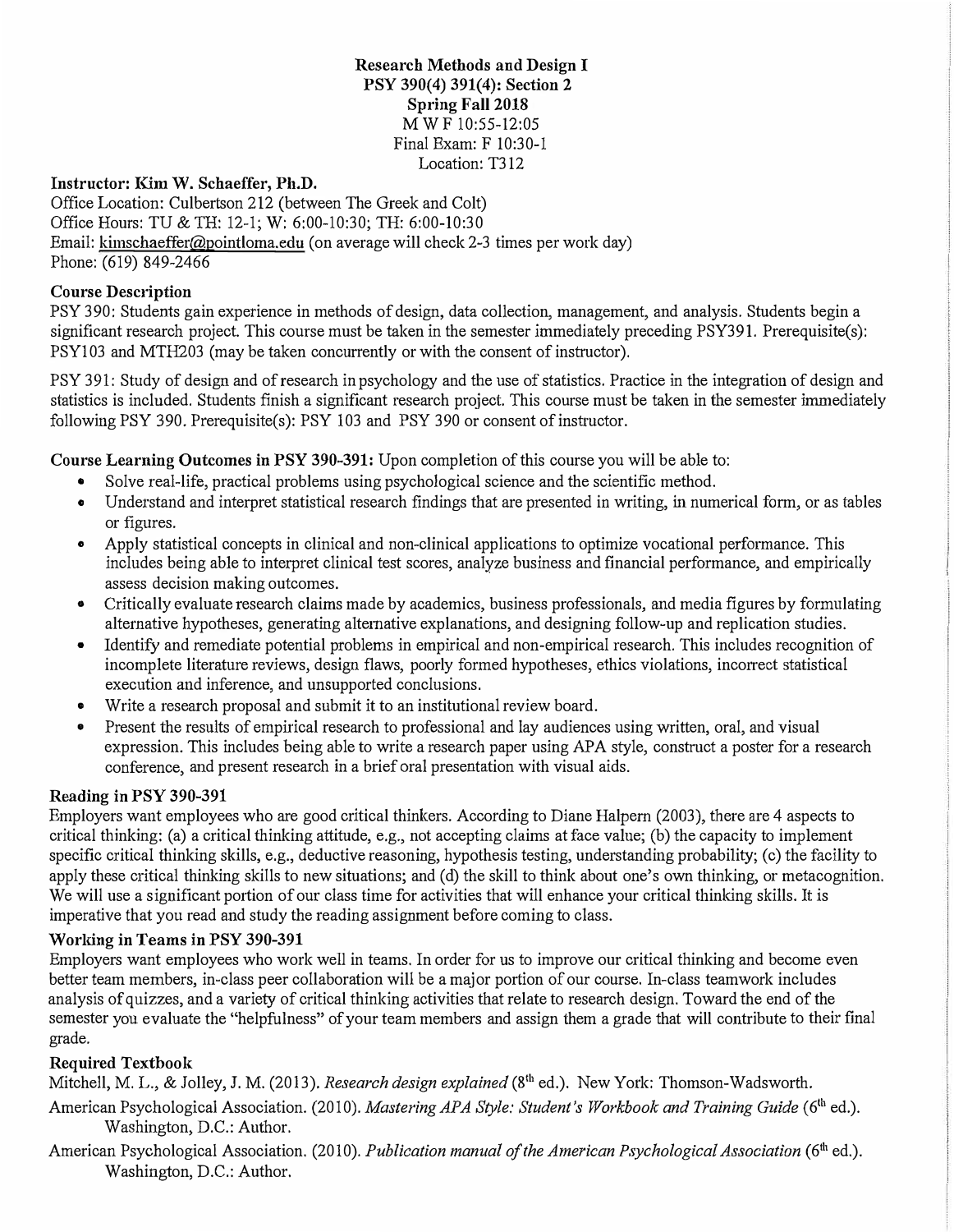**Research Methods and Design I**
**PSY 390(4) 391(4): Section 2**
**Spring Fall 2018**
M W F 10:55-12:05
Final Exam: F 10:30-1
Location: T312

**Instructor: Kim W. Schaeffer, Ph.D.**
Office Location: Culbertson 212 (between The Greek and Colt)
Office Hours: TU & TH: 12-1; W: 6:00-10:30; TH: 6:00-10:30
Email: kimschaeffer@pointloma.edu (on average will check 2-3 times per work day)
Phone: (619) 849-2466

## Course Description

PSY 390: Students gain experience in methods of design, data collection, management, and analysis. Students begin a significant research project. This course must be taken in the semester immediately preceding PSY391. Prerequisite(s): PSY103 and MTH203 (may be taken concurrently or with the consent of instructor).

PSY 391: Study of design and of research in psychology and the use of statistics. Practice in the integration of design and statistics is included. Students finish a significant research project. This course must be taken in the semester immediately following PSY 390. Prerequisite(s): PSY 103 and PSY 390 or consent of instructor.

**Course Learning Outcomes in PSY 390-391:** Upon completion of this course you will be able to:

- Solve real-life, practical problems using psychological science and the scientific method.
- Understand and interpret statistical research findings that are presented in writing, in numerical form, or as tables or figures.
- Apply statistical concepts in clinical and non-clinical applications to optimize vocational performance. This includes being able to interpret clinical test scores, analyze business and financial performance, and empirically assess decision making outcomes.
- Critically evaluate research claims made by academics, business professionals, and media figures by formulating alternative hypotheses, generating alternative explanations, and designing follow-up and replication studies.
- Identify and remediate potential problems in empirical and non-empirical research. This includes recognition of incomplete literature reviews, design flaws, poorly formed hypotheses, ethics violations, incorrect statistical execution and inference, and unsupported conclusions.
- Write a research proposal and submit it to an institutional review board.
- Present the results of empirical research to professional and lay audiences using written, oral, and visual expression. This includes being able to write a research paper using APA style, construct a poster for a research conference, and present research in a brief oral presentation with visual aids.

## Reading in PSY 390-391

Employers want employees who are good critical thinkers. According to Diane Halpern (2003), there are 4 aspects to critical thinking: (a) a critical thinking attitude, e.g., not accepting claims at face value; (b) the capacity to implement specific critical thinking skills, e.g., deductive reasoning, hypothesis testing, understanding probability; (c) the facility to apply these critical thinking skills to new situations; and (d) the skill to think about one's own thinking, or metacognition. We will use a significant portion of our class time for activities that will enhance your critical thinking skills. It is imperative that you read and study the reading assignment before coming to class.

## Working in Teams in PSY 390-391

Employers want employees who work well in teams. In order for us to improve our critical thinking and become even better team members, in-class peer collaboration will be a major portion of our course. In-class teamwork includes analysis of quizzes, and a variety of critical thinking activities that relate to research design. Toward the end of the semester you evaluate the "helpfulness" of your team members and assign them a grade that will contribute to their final grade.

## Required Textbook

Mitchell, M. L., & Jolley, J. M. (2013). *Research design explained* (8th ed.). New York: Thomson-Wadsworth.

American Psychological Association. (2010). *Mastering APA Style: Student's Workbook and Training Guide* (6th ed.). Washington, D.C.: Author.

American Psychological Association. (2010). *Publication manual of the American Psychological Association* (6th ed.). Washington, D.C.: Author.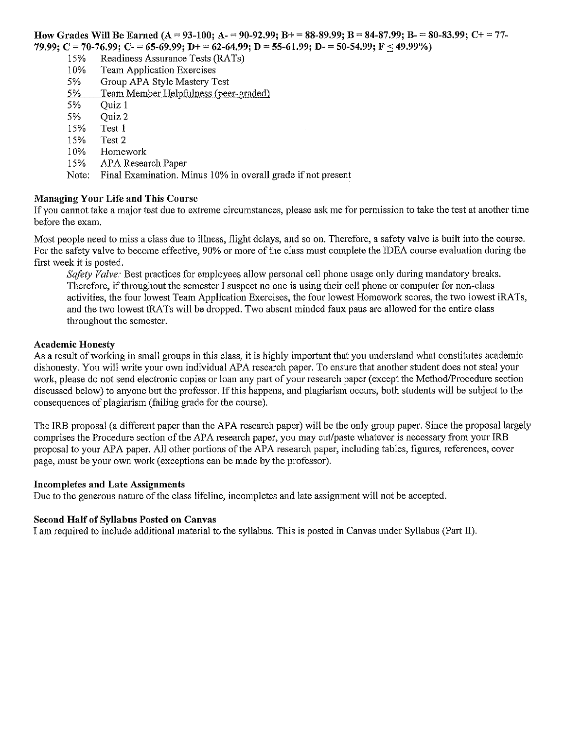**How Grades Will Be Earned (A = 93-100; A- = 90-92.99; B+ = 88-89.99; B = 84-87.99; B- = 80-83.99; C+ = 77-79.99; C = 70-76.99; C- = 65-69.99; D+ = 62-64.99; D = 55-61.99; D- = 50-54.99; F ≤ 49.99%)**

- 15% Readiness Assurance Tests (RATs)
- 10% Team Application Exercises
- 5% Group APA Style Mastery Test
- 5% Team Member Helpfulness (peer-graded)
- 5% Quiz 1
- 5% Quiz 2
- 15% Test 1
- 15% Test 2
- 10% Homework
- 15% APA Research Paper
- Note: Final Examination. Minus 10% in overall grade if not present

### Managing Your Life and This Course

If you cannot take a major test due to extreme circumstances, please ask me for permission to take the test at another time before the exam.

Most people need to miss a class due to illness, flight delays, and so on. Therefore, a safety valve is built into the course. For the safety valve to become effective, 90% or more of the class must complete the IDEA course evaluation during the first week it is posted.

*Safety Valve:* Best practices for employees allow personal cell phone usage only during mandatory breaks. Therefore, if throughout the semester I suspect no one is using their cell phone or computer for non-class activities, the four lowest Team Application Exercises, the four lowest Homework scores, the two lowest iRATs, and the two lowest tRATs will be dropped. Two absent minded faux paus are allowed for the entire class throughout the semester.

### Academic Honesty

As a result of working in small groups in this class, it is highly important that you understand what constitutes academic dishonesty. You will write your own individual APA research paper. To ensure that another student does not steal your work, please do not send electronic copies or loan any part of your research paper (except the Method/Procedure section discussed below) to anyone but the professor. If this happens, and plagiarism occurs, both students will be subject to the consequences of plagiarism (failing grade for the course).

The IRB proposal (a different paper than the APA research paper) will be the only group paper. Since the proposal largely comprises the Procedure section of the APA research paper, you may cut/paste whatever is necessary from your IRB proposal to your APA paper. All other portions of the APA research paper, including tables, figures, references, cover page, must be your own work (exceptions can be made by the professor).

### Incompletes and Late Assignments

Due to the generous nature of the class lifeline, incompletes and late assignment will not be accepted.

### Second Half of Syllabus Posted on Canvas

I am required to include additional material to the syllabus. This is posted in Canvas under Syllabus (Part II).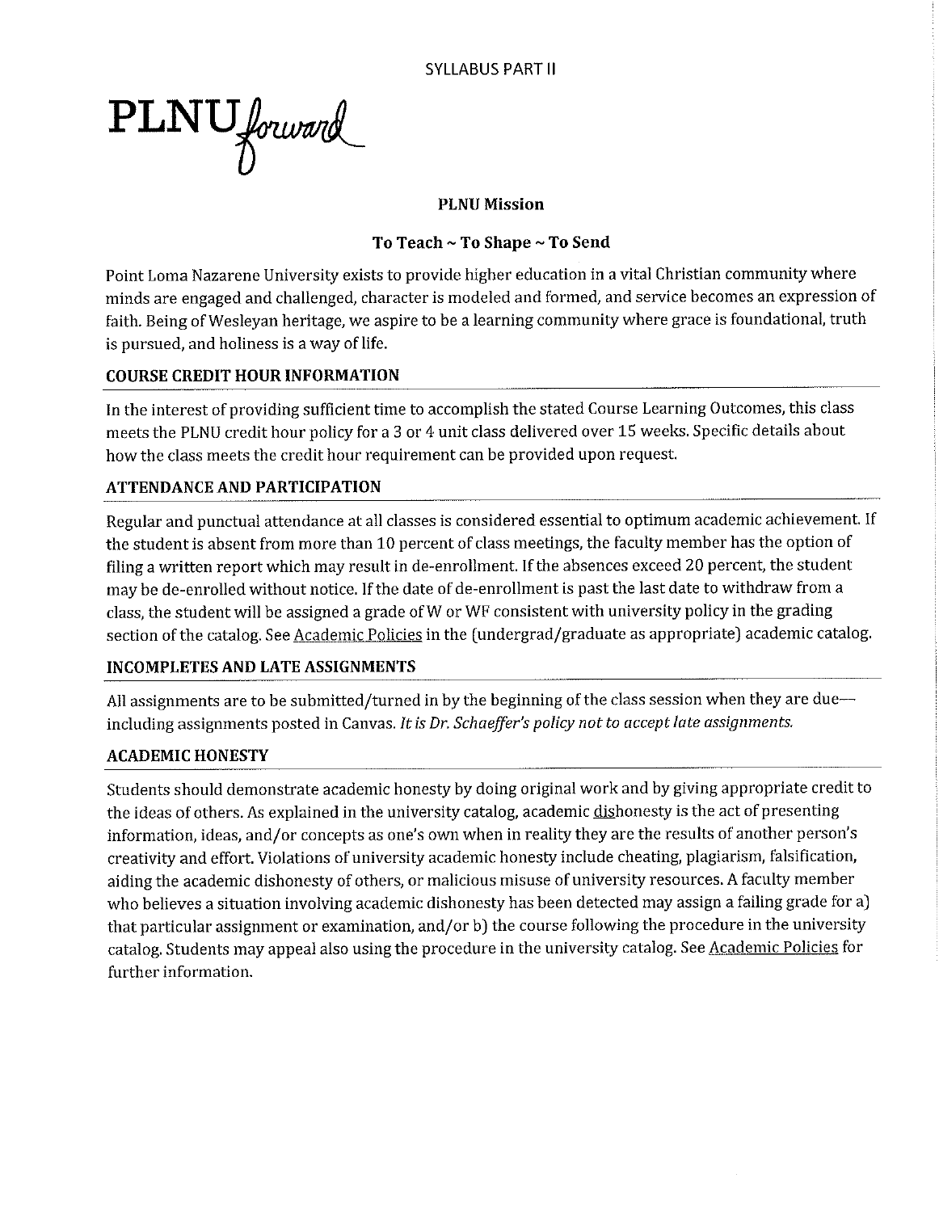SYLLABUS PART II

PLNU*forward*

**PLNU Mission**

**To Teach ~ To Shape ~ To Send**

Point Loma Nazarene University exists to provide higher education in a vital Christian community where minds are engaged and challenged, character is modeled and formed, and service becomes an expression of faith. Being of Wesleyan heritage, we aspire to be a learning community where grace is foundational, truth is pursued, and holiness is a way of life.

## COURSE CREDIT HOUR INFORMATION

In the interest of providing sufficient time to accomplish the stated Course Learning Outcomes, this class meets the PLNU credit hour policy for a 3 or 4 unit class delivered over 15 weeks. Specific details about how the class meets the credit hour requirement can be provided upon request.

## ATTENDANCE AND PARTICIPATION

Regular and punctual attendance at all classes is considered essential to optimum academic achievement. If the student is absent from more than 10 percent of class meetings, the faculty member has the option of filing a written report which may result in de-enrollment. If the absences exceed 20 percent, the student may be de-enrolled without notice. If the date of de-enrollment is past the last date to withdraw from a class, the student will be assigned a grade of W or WF consistent with university policy in the grading section of the catalog. See Academic Policies in the (undergrad/graduate as appropriate) academic catalog.

## INCOMPLETES AND LATE ASSIGNMENTS

All assignments are to be submitted/turned in by the beginning of the class session when they are due—including assignments posted in Canvas. *It is Dr. Schaeffer's policy not to accept late assignments.*

## ACADEMIC HONESTY

Students should demonstrate academic honesty by doing original work and by giving appropriate credit to the ideas of others. As explained in the university catalog, academic dishonesty is the act of presenting information, ideas, and/or concepts as one's own when in reality they are the results of another person's creativity and effort. Violations of university academic honesty include cheating, plagiarism, falsification, aiding the academic dishonesty of others, or malicious misuse of university resources. A faculty member who believes a situation involving academic dishonesty has been detected may assign a failing grade for a) that particular assignment or examination, and/or b) the course following the procedure in the university catalog. Students may appeal also using the procedure in the university catalog. See Academic Policies for further information.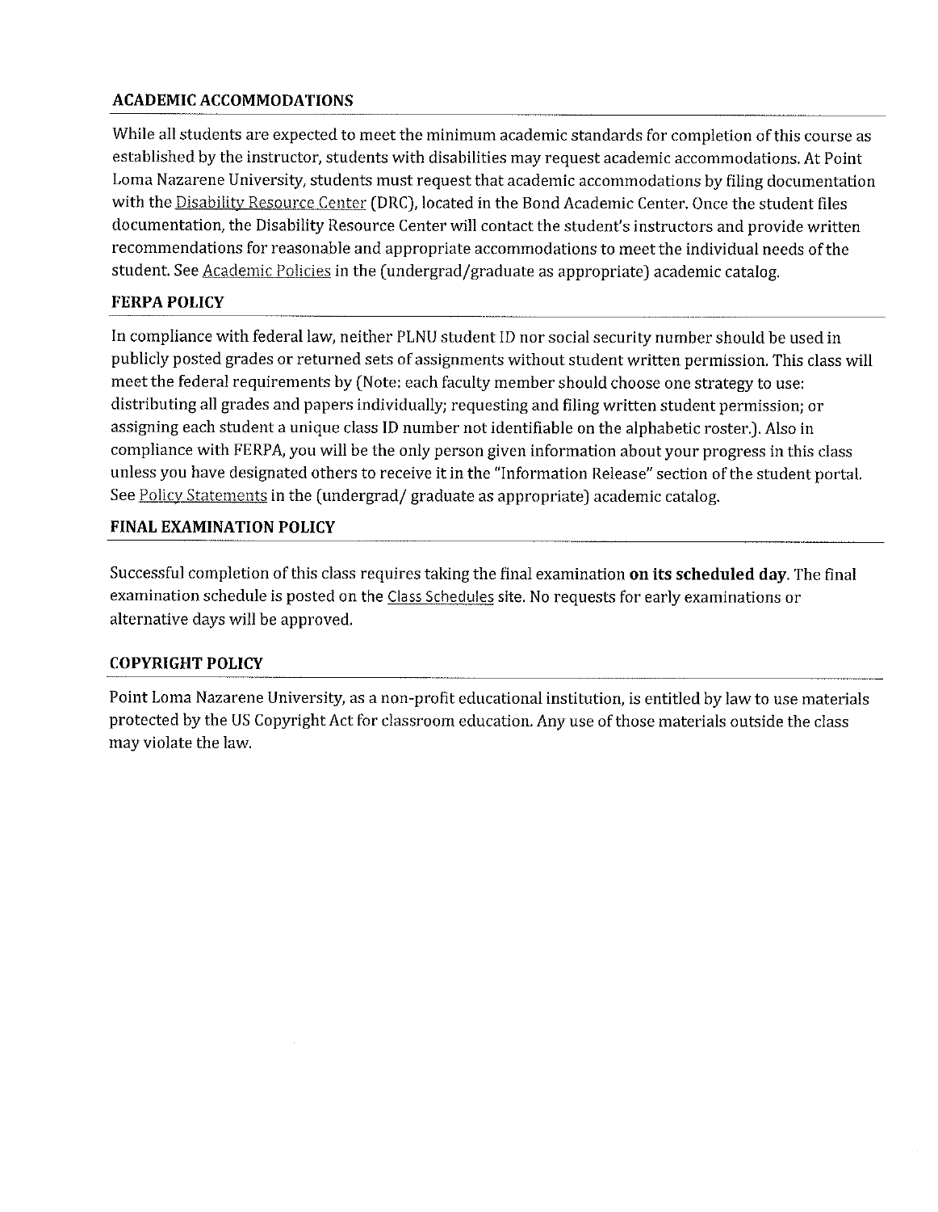## ACADEMIC ACCOMMODATIONS

While all students are expected to meet the minimum academic standards for completion of this course as established by the instructor, students with disabilities may request academic accommodations. At Point Loma Nazarene University, students must request that academic accommodations by filing documentation with the Disability Resource Center (DRC), located in the Bond Academic Center. Once the student files documentation, the Disability Resource Center will contact the student's instructors and provide written recommendations for reasonable and appropriate accommodations to meet the individual needs of the student. See Academic Policies in the (undergrad/graduate as appropriate) academic catalog.

## FERPA POLICY

In compliance with federal law, neither PLNU student ID nor social security number should be used in publicly posted grades or returned sets of assignments without student written permission. This class will meet the federal requirements by (Note: each faculty member should choose one strategy to use: distributing all grades and papers individually; requesting and filing written student permission; or assigning each student a unique class ID number not identifiable on the alphabetic roster.). Also in compliance with FERPA, you will be the only person given information about your progress in this class unless you have designated others to receive it in the "Information Release" section of the student portal. See Policy Statements in the (undergrad/ graduate as appropriate) academic catalog.

## FINAL EXAMINATION POLICY

Successful completion of this class requires taking the final examination **on its scheduled day**. The final examination schedule is posted on the Class Schedules site. No requests for early examinations or alternative days will be approved.

## COPYRIGHT POLICY

Point Loma Nazarene University, as a non-profit educational institution, is entitled by law to use materials protected by the US Copyright Act for classroom education. Any use of those materials outside the class may violate the law.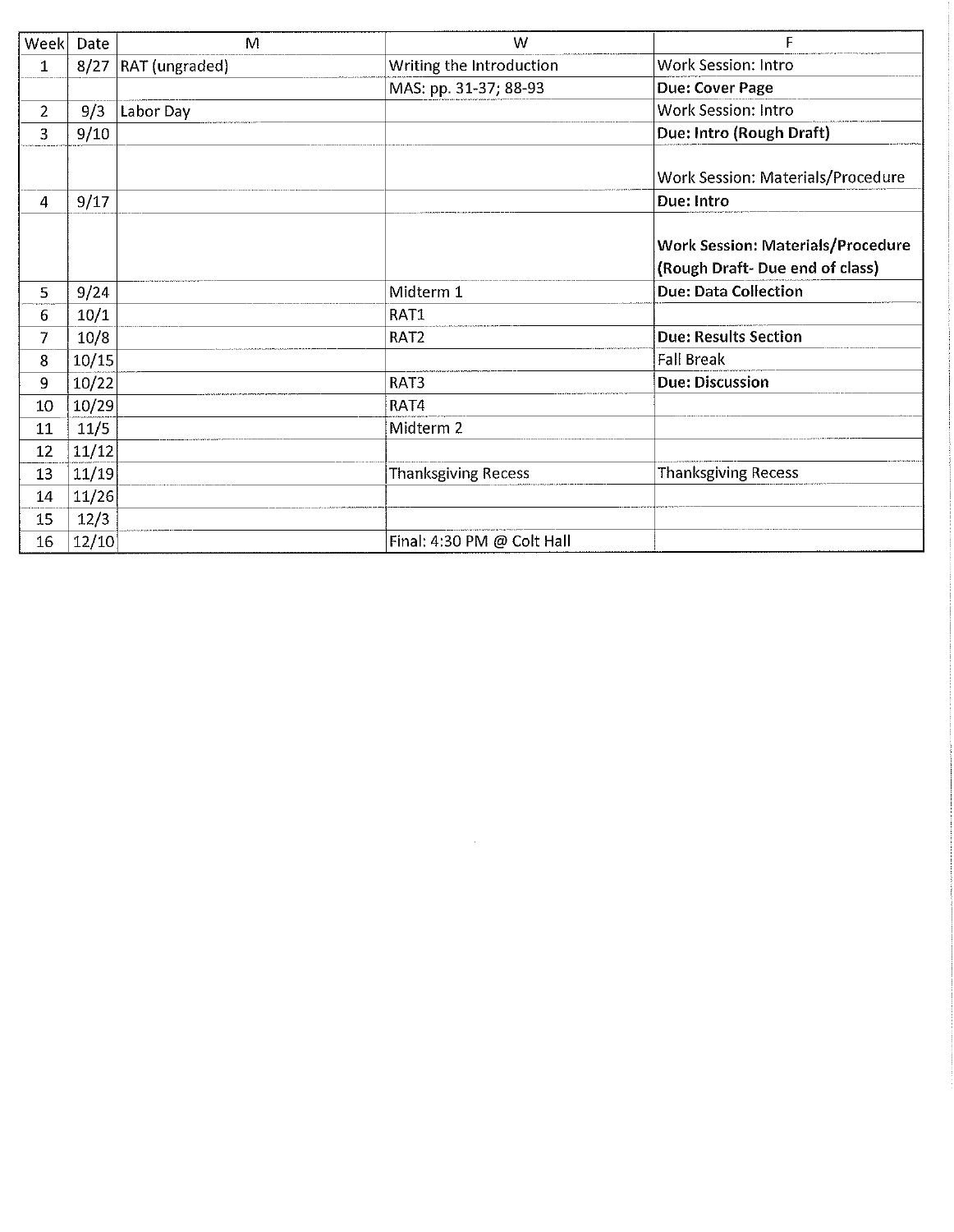| Week | Date | M | W | F |
|---|---|---|---|---|
| 1 | 8/27 | RAT (ungraded) | Writing the Introduction | Work Session: Intro |
| | | | MAS: pp. 31-37; 88-93 | **Due: Cover Page** |
| 2 | 9/3 | Labor Day | | Work Session: Intro |
| 3 | 9/10 | | | **Due: Intro (Rough Draft)** |
| | | | | Work Session: Materials/Procedure |
| 4 | 9/17 | | | **Due: Intro** |
| | | | | **Work Session: Materials/Procedure (Rough Draft- Due end of class)** |
| 5 | 9/24 | | Midterm 1 | **Due: Data Collection** |
| 6 | 10/1 | | RAT1 | |
| 7 | 10/8 | | RAT2 | **Due: Results Section** |
| 8 | 10/15 | | | Fall Break |
| 9 | 10/22 | | RAT3 | **Due: Discussion** |
| 10 | 10/29 | | RAT4 | |
| 11 | 11/5 | | Midterm 2 | |
| 12 | 11/12 | | | |
| 13 | 11/19 | | Thanksgiving Recess | Thanksgiving Recess |
| 14 | 11/26 | | | |
| 15 | 12/3 | | | |
| 16 | 12/10 | | Final: 4:30 PM @ Colt Hall | |